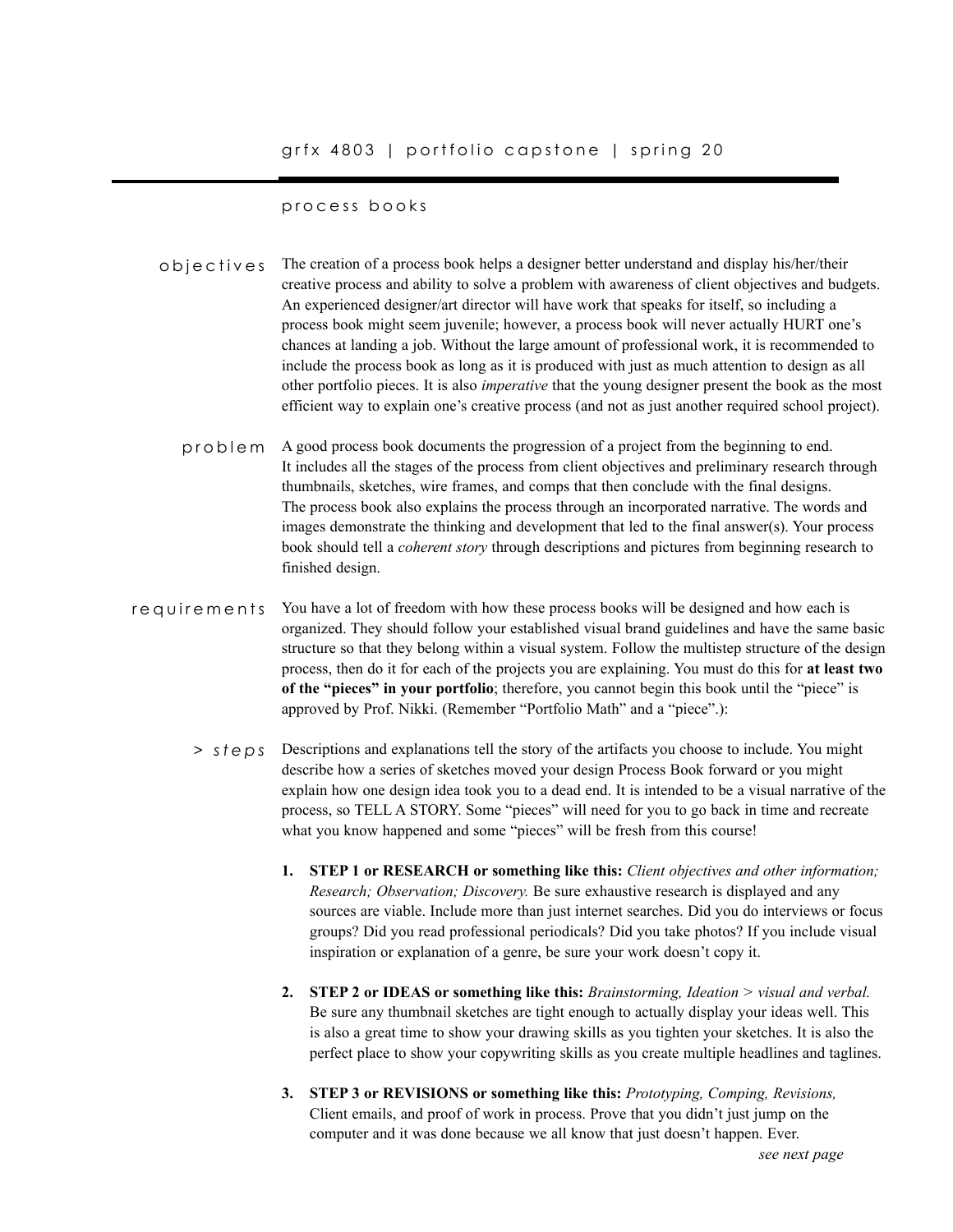# grfx 4803 | portfolio capstone | spring 20

## process books

**objectives**

The creation of a process book helps a designer better understand and display his/her/their creative process and ability to solve a problem with awareness of client objectives and budgets. An experienced designer/art director will have work that speaks for itself, so including a process book might seem juvenile; however, a process book will never actually HURT one's chances at landing a job. Without the large amount of professional work, it is recommended to include the process book as long as it is produced with just as much attention to design as all other portfolio pieces. It is also *imperative* that the young designer present the book as the most efficient way to explain one's creative process (and not as just another required school project).

**problem**

A good process book documents the progression of a project from the beginning to end. It includes all the stages of the process from client objectives and preliminary research through thumbnails, sketches, wire frames, and comps that then conclude with the final designs. The process book also explains the process through an incorporated narrative. The words and images demonstrate the thinking and development that led to the final answer(s). Your process book should tell a *coherent story* through descriptions and pictures from beginning research to finished design.

**requirements**

You have a lot of freedom with how these process books will be designed and how each is organized. They should follow your established visual brand guidelines and have the same basic structure so that they belong within a visual system. Follow the multistep structure of the design process, then do it for each of the projects you are explaining. You must do this for **at least two of the "pieces" in your portfolio**; therefore, you cannot begin this book until the "piece" is approved by Prof. Nikki. (Remember "Portfolio Math" and a "piece".):

**> *steps***

Descriptions and explanations tell the story of the artifacts you choose to include. You might describe how a series of sketches moved your design Process Book forward or you might explain how one design idea took you to a dead end. It is intended to be a visual narrative of the process, so TELL A STORY. Some "pieces" will need for you to go back in time and recreate what you know happened and some "pieces" will be fresh from this course!

1. **STEP 1 or RESEARCH or something like this:** *Client objectives and other information; Research; Observation; Discovery.* Be sure exhaustive research is displayed and any sources are viable. Include more than just internet searches. Did you do interviews or focus groups? Did you read professional periodicals? Did you take photos? If you include visual inspiration or explanation of a genre, be sure your work doesn't copy it.

2. **STEP 2 or IDEAS or something like this:** *Brainstorming, Ideation > visual and verbal.* Be sure any thumbnail sketches are tight enough to actually display your ideas well. This is also a great time to show your drawing skills as you tighten your sketches. It is also the perfect place to show your copywriting skills as you create multiple headlines and taglines.

3. **STEP 3 or REVISIONS or something like this:** *Prototyping, Comping, Revisions,* Client emails, and proof of work in process. Prove that you didn't just jump on the computer and it was done because we all know that just doesn't happen. Ever.

*see next page*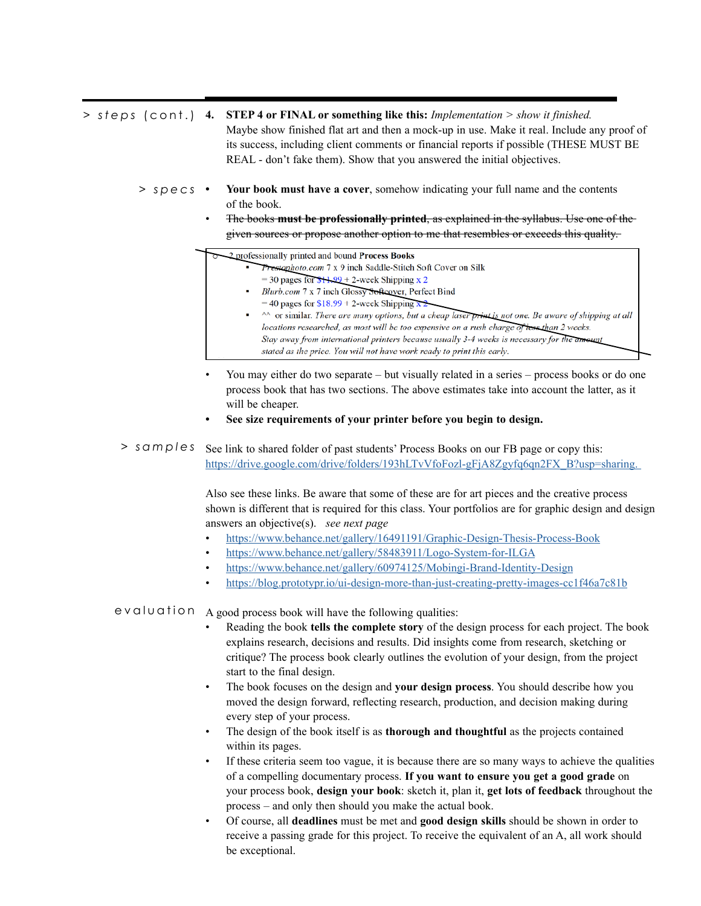> steps (cont.)

4. **STEP 4 or FINAL or something like this:** *Implementation > show it finished.* Maybe show finished flat art and then a mock-up in use. Make it real. Include any proof of its success, including client comments or financial reports if possible (THESE MUST BE REAL - don't fake them). Show that you answered the initial objectives.

> specs

- **Your book must have a cover**, somehow indicating your full name and the contents of the book.
- ~~The books **must be professionally printed**, as explained in the syllabus. Use one of the given sources or propose another option to me that resembles or exceeds this quality.~~

> ~~○ 2 professionally printed and bound **Process Books**~~
> - ~~*Prestophoto.com* 7 x 9 inch Saddle-Stitch Soft Cover on Silk = 30 pages for $11.99 + 2-week Shipping x 2~~
> - ~~*Blurb.com* 7 x 7 inch Glossy Softcover, Perfect Bind = 40 pages for $18.99 + 2-week Shipping x 2~~
> - ~~^^ or similar. *There are many options, but a cheap laser print is not one. Be aware of shipping at all locations researched, as most will be too expensive on a rush charge of less than 2 weeks. Stay away from international printers because usually 3-4 weeks is necessary for the amount stated as the price. You will not have work ready to print this early.*~~

- You may either do two separate – but visually related in a series – process books or do one process book that has two sections. The above estimates take into account the latter, as it will be cheaper.
- **See size requirements of your printer before you begin to design.**

> samples

See link to shared folder of past students' Process Books on our FB page or copy this: https://drive.google.com/drive/folders/193hLTvVfoFozl-gFjA8Zgyfq6qn2FX_B?usp=sharing.

Also see these links. Be aware that some of these are for art pieces and the creative process shown is different that is required for this class. Your portfolios are for graphic design and design answers an objective(s). *see next page*

- https://www.behance.net/gallery/16491191/Graphic-Design-Thesis-Process-Book
- https://www.behance.net/gallery/58483911/Logo-System-for-ILGA
- https://www.behance.net/gallery/60974125/Mobingi-Brand-Identity-Design
- https://blog.prototypr.io/ui-design-more-than-just-creating-pretty-images-cc1f46a7c81b

evaluation

A good process book will have the following qualities:

- Reading the book **tells the complete story** of the design process for each project. The book explains research, decisions and results. Did insights come from research, sketching or critique? The process book clearly outlines the evolution of your design, from the project start to the final design.
- The book focuses on the design and **your design process**. You should describe how you moved the design forward, reflecting research, production, and decision making during every step of your process.
- The design of the book itself is as **thorough and thoughtful** as the projects contained within its pages.
- If these criteria seem too vague, it is because there are so many ways to achieve the qualities of a compelling documentary process. **If you want to ensure you get a good grade** on your process book, **design your book**: sketch it, plan it, **get lots of feedback** throughout the process – and only then should you make the actual book.
- Of course, all **deadlines** must be met and **good design skills** should be shown in order to receive a passing grade for this project. To receive the equivalent of an A, all work should be exceptional.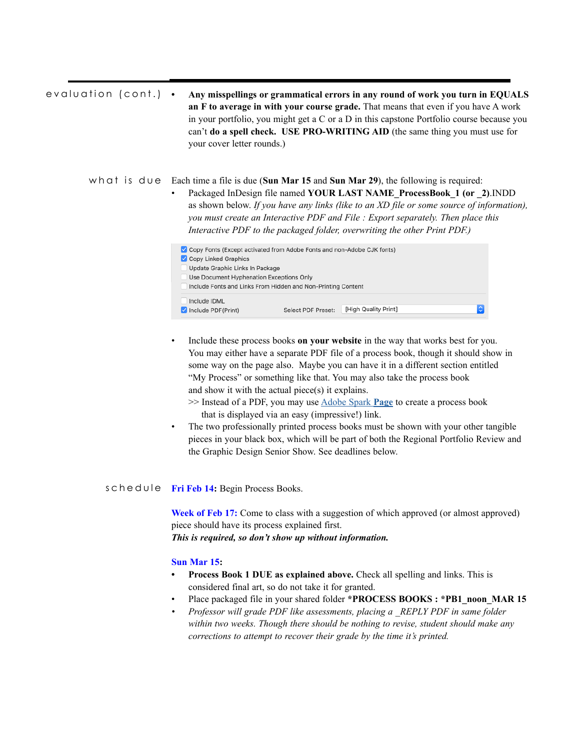**evaluation (cont.)**

- **Any misspellings or grammatical errors in any round of work you turn in EQUALS an F to average in with your course grade.** That means that even if you have A work in your portfolio, you might get a C or a D in this capstone Portfolio course because you can't **do a spell check. USE PRO-WRITING AID** (the same thing you must use for your cover letter rounds.)

**what is due**

Each time a file is due (**Sun Mar 15** and **Sun Mar 29**), the following is required:

- Packaged InDesign file named **YOUR LAST NAME_ProcessBook_1 (or _2)**.INDD as shown below. *If you have any links (like to an XD file or some source of information), you must create an Interactive PDF and File : Export separately. Then place this Interactive PDF to the packaged folder, overwriting the other Print PDF.)*

  - [x] Copy Fonts (Except activated from Adobe Fonts and non-Adobe CJK fonts)
  - [x] Copy Linked Graphics
  - [ ] Update Graphic Links In Package
  - [ ] Use Document Hyphenation Exceptions Only
  - [ ] Include Fonts and Links From Hidden and Non-Printing Content
  - [ ] Include IDML
  - [x] Include PDF(Print) — Select PDF Preset: [High Quality Print]

- Include these process books **on your website** in the way that works best for you. You may either have a separate PDF file of a process book, though it should show in some way on the page also. Maybe you can have it in a different section entitled "My Process" or something like that. You may also take the process book and show it with the actual piece(s) it explains.
  >> Instead of a PDF, you may use Adobe Spark **Page** to create a process book that is displayed via an easy (impressive!) link.
- The two professionally printed process books must be shown with your other tangible pieces in your black box, which will be part of both the Regional Portfolio Review and the Graphic Design Senior Show. See deadlines below.

**schedule**

**Fri Feb 14:** Begin Process Books.

**Week of Feb 17:** Come to class with a suggestion of which approved (or almost approved) piece should have its process explained first.
***This is required, so don't show up without information.***

**Sun Mar 15:**

- **Process Book 1 DUE as explained above.** Check all spelling and links. This is considered final art, so do not take it for granted.
- Place packaged file in your shared folder **\*PROCESS BOOKS : \*PB1_noon_MAR 15**
- *Professor will grade PDF like assessments, placing a _REPLY PDF in same folder within two weeks. Though there should be nothing to revise, student should make any corrections to attempt to recover their grade by the time it's printed.*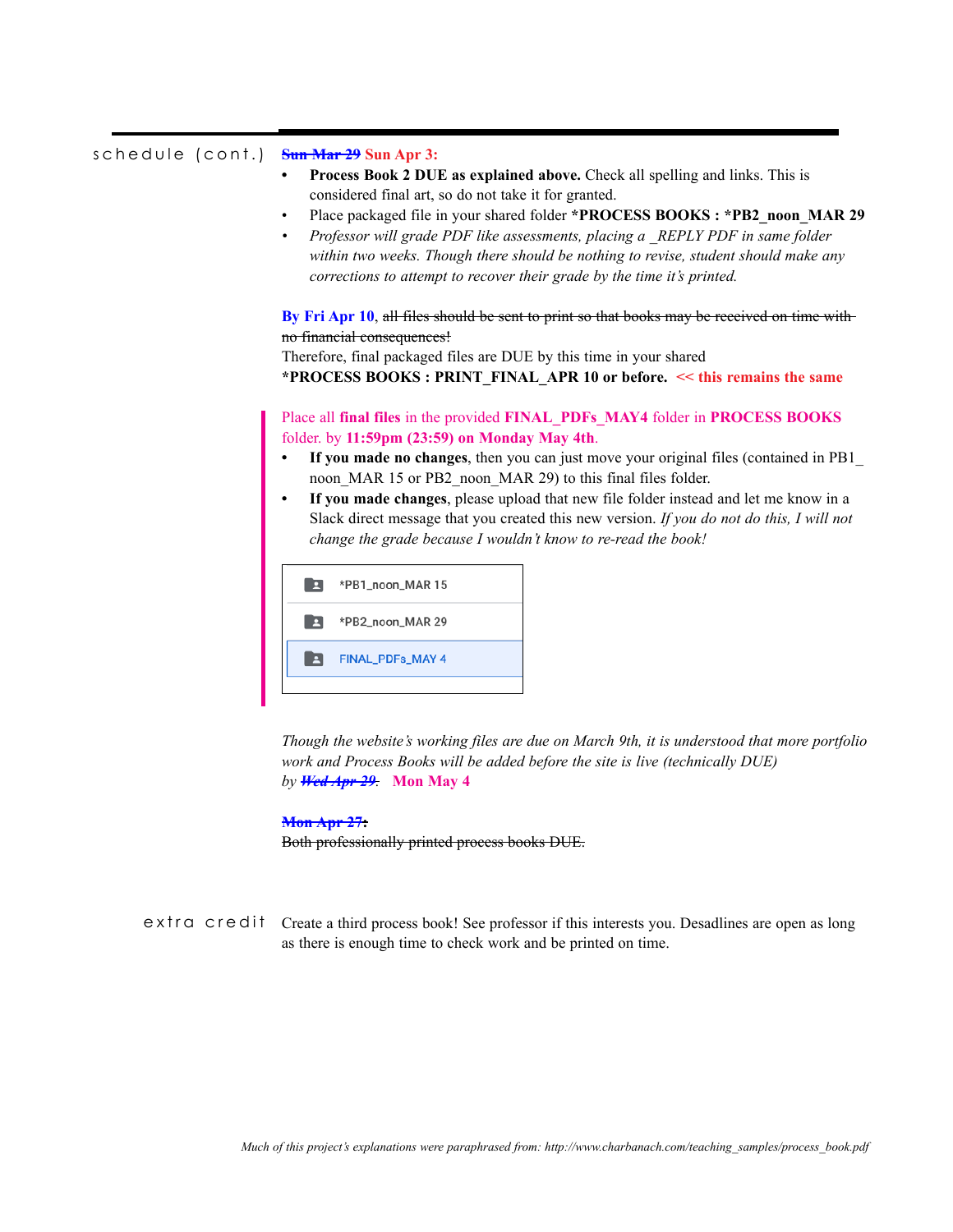schedule (cont.)

~~Sun Mar 29~~ **Sun Apr 3:**

- **Process Book 2 DUE as explained above.** Check all spelling and links. This is considered final art, so do not take it for granted.
- Place packaged file in your shared folder **\*PROCESS BOOKS : \*PB2_noon_MAR 29**
- *Professor will grade PDF like assessments, placing a _REPLY PDF in same folder within two weeks. Though there should be nothing to revise, student should make any corrections to attempt to recover their grade by the time it's printed.*

**By Fri Apr 10**, ~~all files should be sent to print so that books may be received on time with no financial consequences!~~
Therefore, final packaged files are DUE by this time in your shared
**\*PROCESS BOOKS : PRINT_FINAL_APR 10 or before.** **<< this remains the same**

Place all **final files** in the provided **FINAL_PDFs_MAY4** folder in **PROCESS BOOKS** folder. by **11:59pm (23:59) on Monday May 4th**.

- **If you made no changes**, then you can just move your original files (contained in PB1_noon_MAR 15 or PB2_noon_MAR 29) to this final files folder.
- **If you made changes**, please upload that new file folder instead and let me know in a Slack direct message that you created this new version. *If you do not do this, I will not change the grade because I wouldn't know to re-read the book!*

*PB1_noon_MAR 15
*PB2_noon_MAR 29
FINAL_PDFs_MAY 4

*Though the website's working files are due on March 9th, it is understood that more portfolio work and Process Books will be added before the site is live (technically DUE) by* ~~***Wed Apr 29***~~. **Mon May 4**

~~**Mon Apr 27:**~~
~~Both professionally printed process books DUE.~~

extra credit

Create a third process book! See professor if this interests you. Desadlines are open as long as there is enough time to check work and be printed on time.

*Much of this project's explanations were paraphrased from: http://www.charbanach.com/teaching_samples/process_book.pdf*